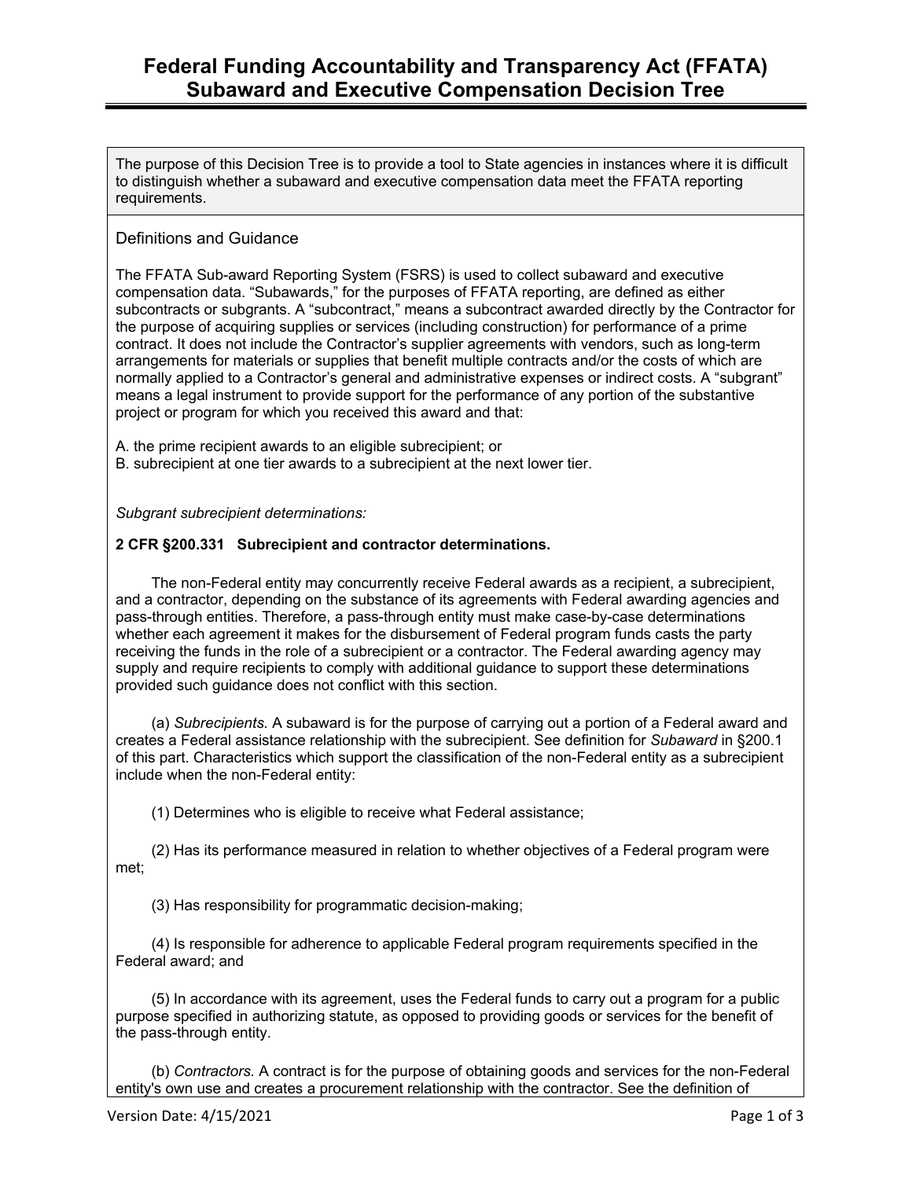# Federal Funding Accountability and Transparency Act (FFATA) Subaward and Executive Compensation Decision Tree

The purpose of this Decision Tree is to provide a tool to State agencies in instances where it is difficult to distinguish whether a subaward and executive compensation data meet the FFATA reporting requirements.

## Definitions and Guidance

The FFATA Sub-award Reporting System (FSRS) is used to collect subaward and executive compensation data. "Subawards," for the purposes of FFATA reporting, are defined as either subcontracts or subgrants. A "subcontract," means a subcontract awarded directly by the Contractor for the purpose of acquiring supplies or services (including construction) for performance of a prime contract. It does not include the Contractor's supplier agreements with vendors, such as long-term arrangements for materials or supplies that benefit multiple contracts and/or the costs of which are normally applied to a Contractor's general and administrative expenses or indirect costs. A "subgrant" means a legal instrument to provide support for the performance of any portion of the substantive project or program for which you received this award and that:

A. the prime recipient awards to an eligible subrecipient; or
B. subrecipient at one tier awards to a subrecipient at the next lower tier.

*Subgrant subrecipient determinations:*

**2 CFR §200.331 Subrecipient and contractor determinations.**

The non-Federal entity may concurrently receive Federal awards as a recipient, a subrecipient, and a contractor, depending on the substance of its agreements with Federal awarding agencies and pass-through entities. Therefore, a pass-through entity must make case-by-case determinations whether each agreement it makes for the disbursement of Federal program funds casts the party receiving the funds in the role of a subrecipient or a contractor. The Federal awarding agency may supply and require recipients to comply with additional guidance to support these determinations provided such guidance does not conflict with this section.

(a) *Subrecipients.* A subaward is for the purpose of carrying out a portion of a Federal award and creates a Federal assistance relationship with the subrecipient. See definition for *Subaward* in §200.1 of this part. Characteristics which support the classification of the non-Federal entity as a subrecipient include when the non-Federal entity:

(1) Determines who is eligible to receive what Federal assistance;

(2) Has its performance measured in relation to whether objectives of a Federal program were met;

(3) Has responsibility for programmatic decision-making;

(4) Is responsible for adherence to applicable Federal program requirements specified in the Federal award; and

(5) In accordance with its agreement, uses the Federal funds to carry out a program for a public purpose specified in authorizing statute, as opposed to providing goods or services for the benefit of the pass-through entity.

(b) *Contractors.* A contract is for the purpose of obtaining goods and services for the non-Federal entity's own use and creates a procurement relationship with the contractor. See the definition of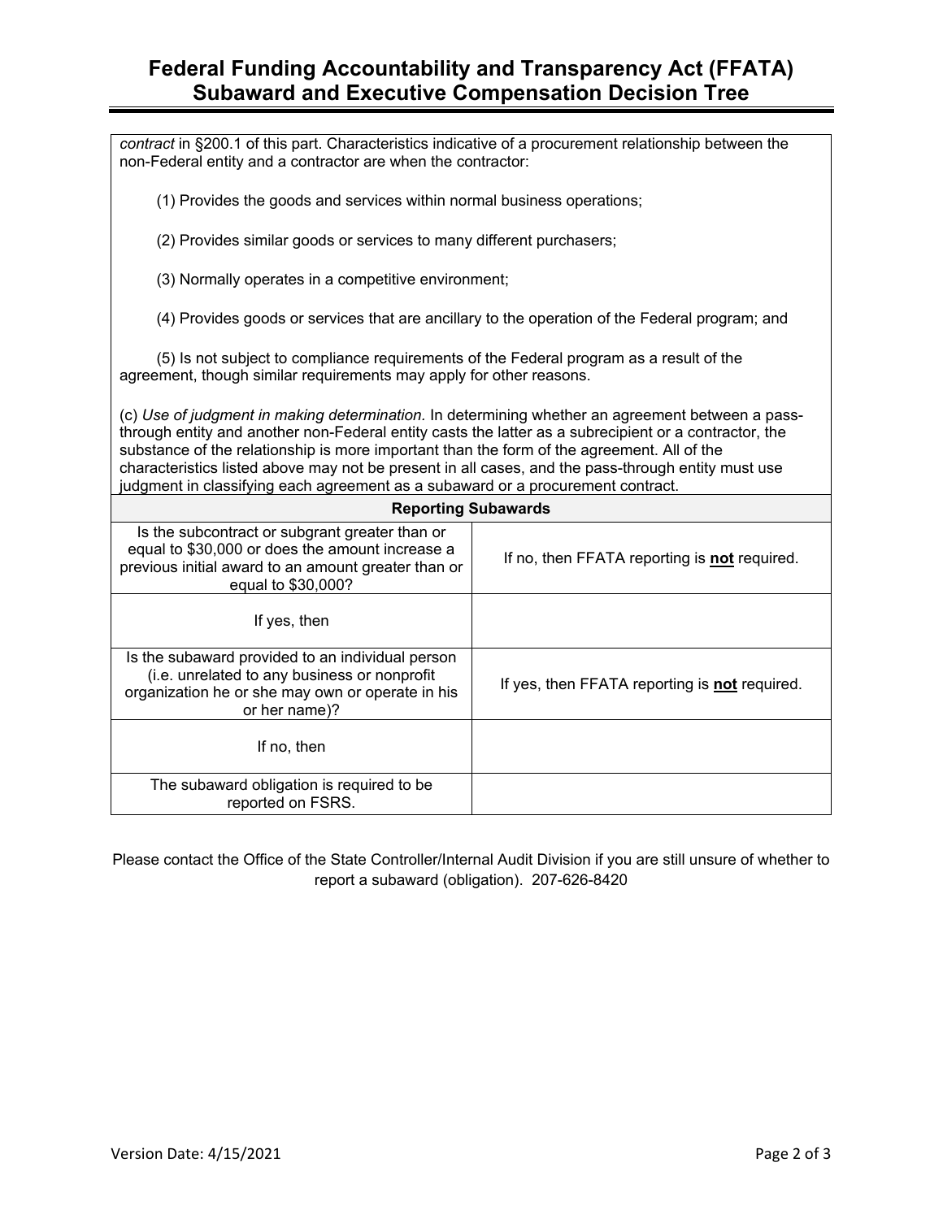*contract* in §200.1 of this part. Characteristics indicative of a procurement relationship between the non-Federal entity and a contractor are when the contractor:

(1) Provides the goods and services within normal business operations;

(2) Provides similar goods or services to many different purchasers;

(3) Normally operates in a competitive environment;

(4) Provides goods or services that are ancillary to the operation of the Federal program; and

(5) Is not subject to compliance requirements of the Federal program as a result of the agreement, though similar requirements may apply for other reasons.

(c) *Use of judgment in making determination.* In determining whether an agreement between a pass-through entity and another non-Federal entity casts the latter as a subrecipient or a contractor, the substance of the relationship is more important than the form of the agreement. All of the characteristics listed above may not be present in all cases, and the pass-through entity must use judgment in classifying each agreement as a subaward or a procurement contract.

| **Reporting Subawards** | |
|---|---|
| Is the subcontract or subgrant greater than or equal to $30,000 or does the amount increase a previous initial award to an amount greater than or equal to $30,000? | If no, then FFATA reporting is **not** required. |
| If yes, then | |
| Is the subaward provided to an individual person (i.e. unrelated to any business or nonprofit organization he or she may own or operate in his or her name)? | If yes, then FFATA reporting is **not** required. |
| If no, then | |
| The subaward obligation is required to be reported on FSRS. | |

Please contact the Office of the State Controller/Internal Audit Division if you are still unsure of whether to report a subaward (obligation). 207-626-8420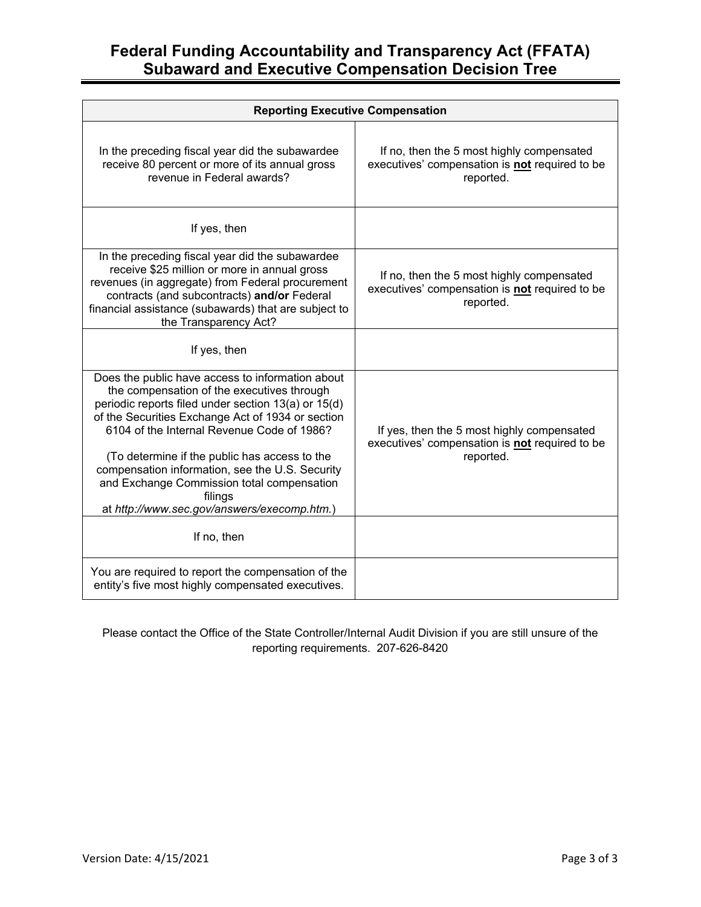# Federal Funding Accountability and Transparency Act (FFATA) Subaward and Executive Compensation Decision Tree

| Reporting Executive Compensation | |
|---|---|
| In the preceding fiscal year did the subawardee receive 80 percent or more of its annual gross revenue in Federal awards? | If no, then the 5 most highly compensated executives' compensation is **not** required to be reported. |
| If yes, then | |
| In the preceding fiscal year did the subawardee receive $25 million or more in annual gross revenues (in aggregate) from Federal procurement contracts (and subcontracts) **and/or** Federal financial assistance (subawards) that are subject to the Transparency Act? | If no, then the 5 most highly compensated executives' compensation is **not** required to be reported. |
| If yes, then | |
| Does the public have access to information about the compensation of the executives through periodic reports filed under section 13(a) or 15(d) of the Securities Exchange Act of 1934 or section 6104 of the Internal Revenue Code of 1986?<br><br>(To determine if the public has access to the compensation information, see the U.S. Security and Exchange Commission total compensation filings at *http://www.sec.gov/answers/execomp.htm.*) | If yes, then the 5 most highly compensated executives' compensation is **not** required to be reported. |
| If no, then | |
| You are required to report the compensation of the entity's five most highly compensated executives. | |

Please contact the Office of the State Controller/Internal Audit Division if you are still unsure of the reporting requirements. 207-626-8420

Version Date: 4/15/2021